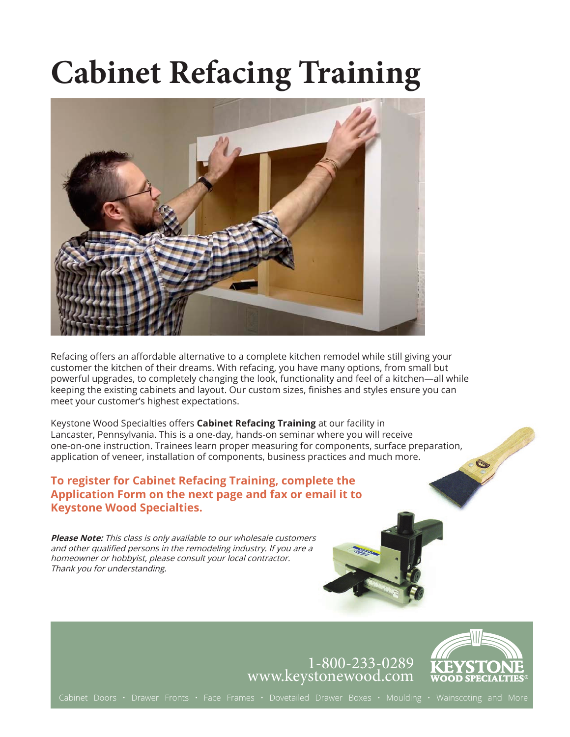# Cabinet Refacing Training

Refacing offers an affordable alternative to a complete kitchen remodel while still giving your customer the kitchen of their dreams. With refacing, you have many options, from small but powerful upgrades, to completely changing the look, functionality and feel of a kitchen—all while keeping the existing cabinets and layout. Our custom sizes, finishes and styles ensure you can meet your customer's highest expectations.

Keystone Wood Specialties offers **Cabinet Refacing Training** at our facility in Lancaster, Pennsylvania. This is a one-day, hands-on seminar where you will receive one-on-one instruction. Trainees learn proper measuring for components, surface preparation, application of veneer, installation of components, business practices and much more.

**To register for Cabinet Refacing Training, complete the Application Form on the next page and fax or email it to Keystone Wood Specialties.**

***Please Note:*** *This class is only available to our wholesale customers and other qualified persons in the remodeling industry. If you are a homeowner or hobbyist, please consult your local contractor. Thank you for understanding.*

1-800-233-0289
www.keystonewood.com

KEYSTONE WOOD SPECIALTIES®

Cabinet Doors • Drawer Fronts • Face Frames • Dovetailed Drawer Boxes • Moulding • Wainscoting and More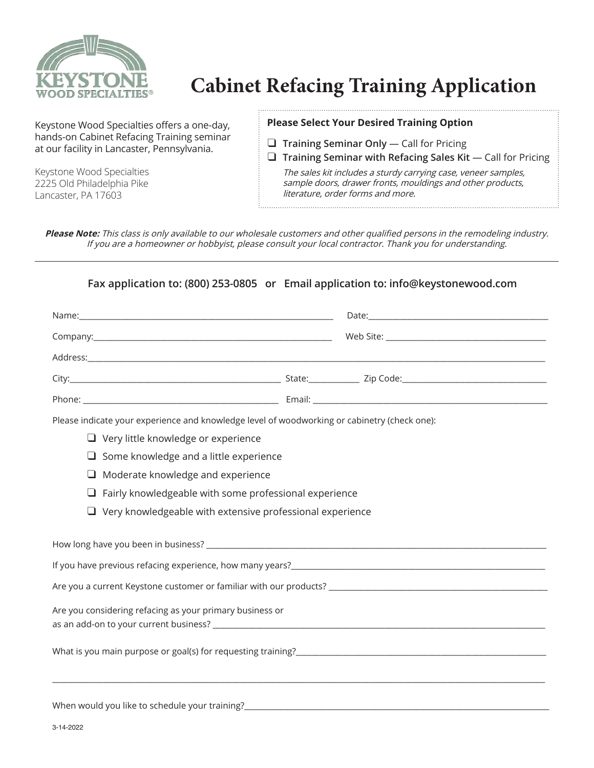KEYSTONE
WOOD SPECIALTIES®

# Cabinet Refacing Training Application

Keystone Wood Specialties offers a one-day, hands-on Cabinet Refacing Training seminar at our facility in Lancaster, Pennsylvania.

Keystone Wood Specialties
2225 Old Philadelphia Pike
Lancaster, PA 17603

**Please Select Your Desired Training Option**

- ❑ **Training Seminar Only** — Call for Pricing
- ❑ **Training Seminar with Refacing Sales Kit** — Call for Pricing

  *The sales kit includes a sturdy carrying case, veneer samples, sample doors, drawer fronts, mouldings and other products, literature, order forms and more.*

***Please Note:*** *This class is only available to our wholesale customers and other qualified persons in the remodeling industry. If you are a homeowner or hobbyist, please consult your local contractor. Thank you for understanding.*

---

**Fax application to: (800) 253-0805 or Email application to: info@keystonewood.com**

Name:________________________________ Date:________________________________

Company:________________________________ Web Site: ________________________________

Address:________________________________________________________________

City:________________________ State:__________ Zip Code:________________________

Phone: ________________________________ Email: ________________________________

Please indicate your experience and knowledge level of woodworking or cabinetry (check one):

- ❑ Very little knowledge or experience
- ❑ Some knowledge and a little experience
- ❑ Moderate knowledge and experience
- ❑ Fairly knowledgeable with some professional experience
- ❑ Very knowledgeable with extensive professional experience

How long have you been in business? ________________________________

If you have previous refacing experience, how many years?________________________________

Are you a current Keystone customer or familiar with our products? ________________________________

Are you considering refacing as your primary business or
as an add-on to your current business? ________________________________

What is you main purpose or goal(s) for requesting training?________________________________

________________________________________________________________

When would you like to schedule your training?________________________________

3-14-2022